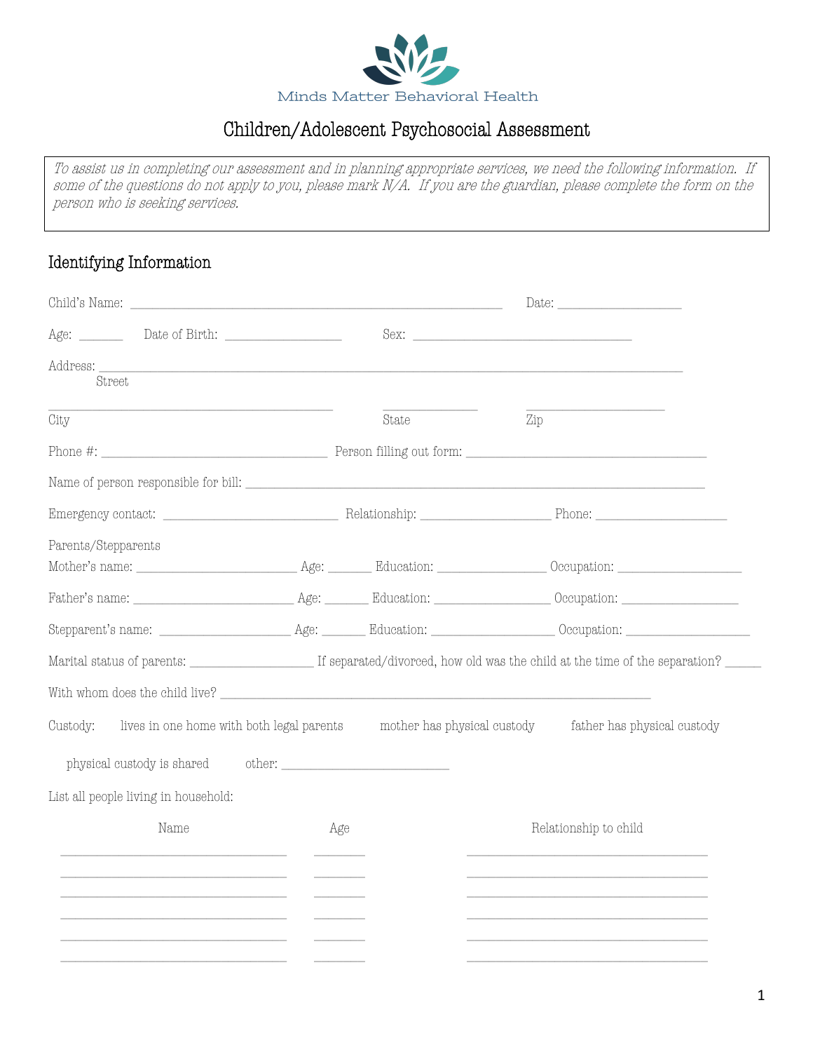Minds Matter Behavioral Health

# Children/Adolescent Psychosocial Assessment

*To assist us in completing our assessment and in planning appropriate services, we need the following information. If some of the questions do not apply to you, please mark N/A. If you are the guardian, please complete the form on the person who is seeking services.*

## Identifying Information

Child's Name: ____________________________________________ Date: _______________

Age: _____ Date of Birth: ______________ Sex: __________________________

Address: ______________________________________________________________________
Street

_____________________________________ _____________ __________________
City State Zip

Phone #: ___________________________ Person filling out form: ______________________________

Name of person responsible for bill: _______________________________________________________

Emergency contact: ______________________ Relationship: _________________ Phone: _________________

Parents/Stepparents

Mother's name: ____________________ Age: _____ Education: _____________ Occupation: _______________

Father's name: ____________________ Age: _____ Education: _____________ Occupation: _______________

Stepparent's name: _________________ Age: _____ Education: _____________ Occupation: _______________

Marital status of parents: ________________ If separated/divorced, how old was the child at the time of the separation? _____

With whom does the child live? _____________________________________________________

Custody: lives in one home with both legal parents mother has physical custody father has physical custody

physical custody is shared other: ______________________

List all people living in household:

| Name | Age | Relationship to child |
| --- | --- | --- |
| | | |
| | | |
| | | |
| | | |
| | | |
| | | |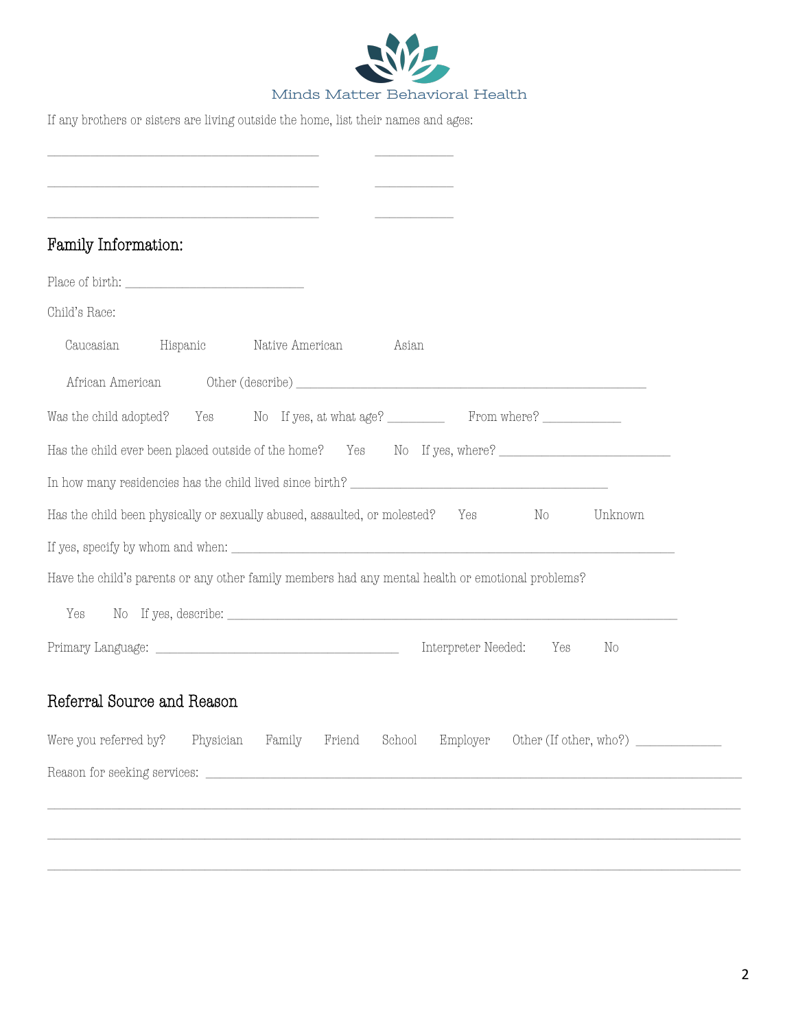Minds Matter Behavioral Health

If any brothers or sisters are living outside the home, list their names and ages:

________________________________________ ____________

________________________________________ ____________

________________________________________ ____________

## Family Information:

Place of birth: ___________________________

Child's Race:

Caucasian Hispanic Native American Asian

African American Other (describe) _____________________________________________________

Was the child adopted? Yes No If yes, at what age? _________ From where? ____________

Has the child ever been placed outside of the home? Yes No If yes, where? __________________________

In how many residencies has the child lived since birth? _______________________________________

Has the child been physically or sexually abused, assaulted, or molested? Yes No Unknown

If yes, specify by whom and when: ____________________________________________________________________

Have the child's parents or any other family members had any mental health or emotional problems?

Yes No If yes, describe: ______________________________________________________________________

Primary Language: _____________________________________ Interpreter Needed: Yes No

## Referral Source and Reason

Were you referred by? Physician Family Friend School Employer Other (If other, who?) _____________

Reason for seeking services: _______________________________________________________________________________

_____________________________________________________________________________________________________

_____________________________________________________________________________________________________

_____________________________________________________________________________________________________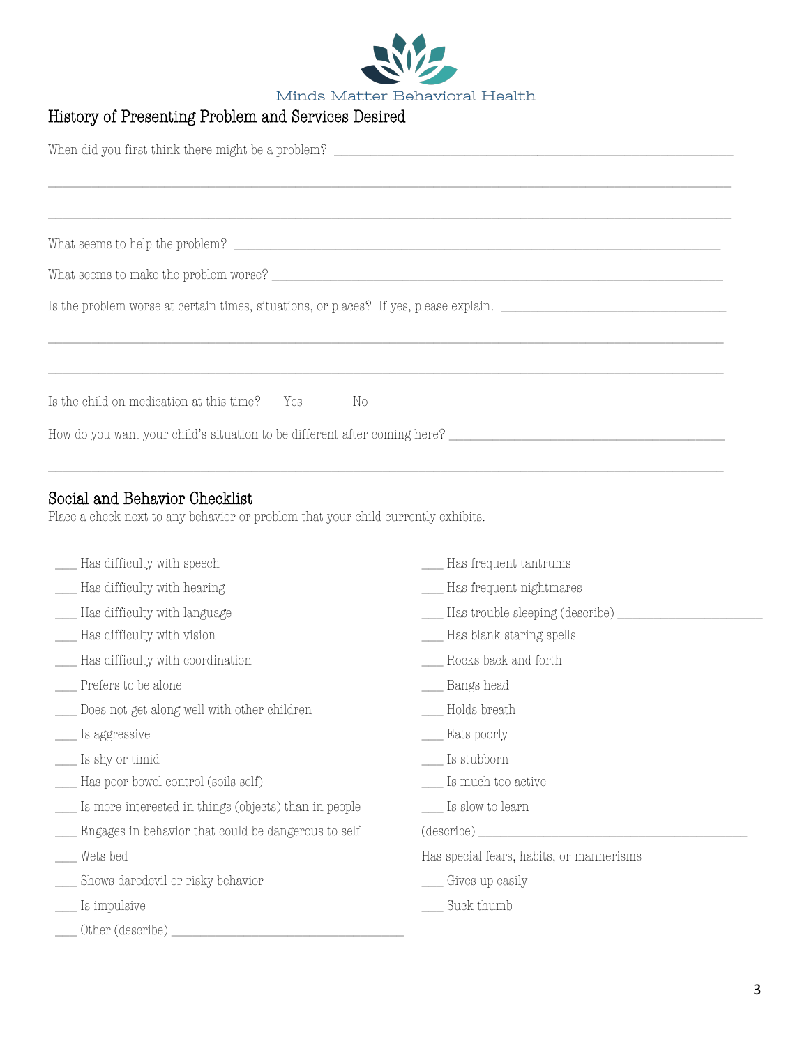Minds Matter Behavioral Health

## History of Presenting Problem and Services Desired

When did you first think there might be a problem? ______________________________________________

______________________________________________________________________________

______________________________________________________________________________

What seems to help the problem? ______________________________________________

What seems to make the problem worse? ______________________________________________

Is the problem worse at certain times, situations, or places? If yes, please explain. ______________________

______________________________________________________________________________

______________________________________________________________________________

Is the child on medication at this time? Yes No

How do you want your child's situation to be different after coming here? ______________________

______________________________________________________________________________

## Social and Behavior Checklist

Place a check next to any behavior or problem that your child currently exhibits.

- ___ Has difficulty with speech
- ___ Has difficulty with hearing
- ___ Has difficulty with language
- ___ Has difficulty with vision
- ___ Has difficulty with coordination
- ___ Prefers to be alone
- ___ Does not get along well with other children
- ___ Is aggressive
- ___ Is shy or timid
- ___ Has poor bowel control (soils self)
- ___ Is more interested in things (objects) than in people
- ___ Engages in behavior that could be dangerous to self
- ___ Wets bed
- ___ Shows daredevil or risky behavior
- ___ Is impulsive
- ___ Other (describe) ______________________________
- ___ Has frequent tantrums
- ___ Has frequent nightmares
- ___ Has trouble sleeping (describe) ____________________
- ___ Has blank staring spells
- ___ Rocks back and forth
- ___ Bangs head
- ___ Holds breath
- ___ Eats poorly
- ___ Is stubborn
- ___ Is much too active
- ___ Is slow to learn

(describe) ______________________________________

Has special fears, habits, or mannerisms

- ___ Gives up easily
- ___ Suck thumb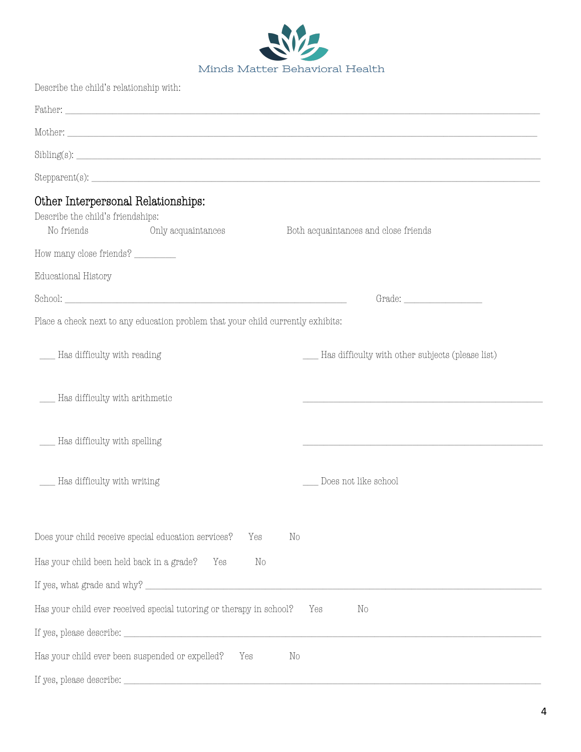Minds Matter Behavioral Health

Describe the child's relationship with:

Father: ______________________________________________________________________________

Mother: ______________________________________________________________________________

Sibling(s): ___________________________________________________________________________

Stepparent(s): ________________________________________________________________________

## Other Interpersonal Relationships:

Describe the child's friendships:

No friends   Only acquaintances   Both acquaintances and close friends

How many close friends? _________

Educational History

School: __________________________________________________________ Grade: ________________

Place a check next to any education problem that your child currently exhibits:

___ Has difficulty with reading

___ Has difficulty with arithmetic

___ Has difficulty with spelling

___ Has difficulty with writing

___ Has difficulty with other subjects (please list)

______________________________________________

______________________________________________

___ Does not like school

Does your child receive special education services?   Yes   No

Has your child been held back in a grade?   Yes   No

If yes, what grade and why? ___________________________________________________________________

Has your child ever received special tutoring or therapy in school?   Yes   No

If yes, please describe: ______________________________________________________________________

Has your child ever been suspended or expelled?   Yes   No

If yes, please describe: ______________________________________________________________________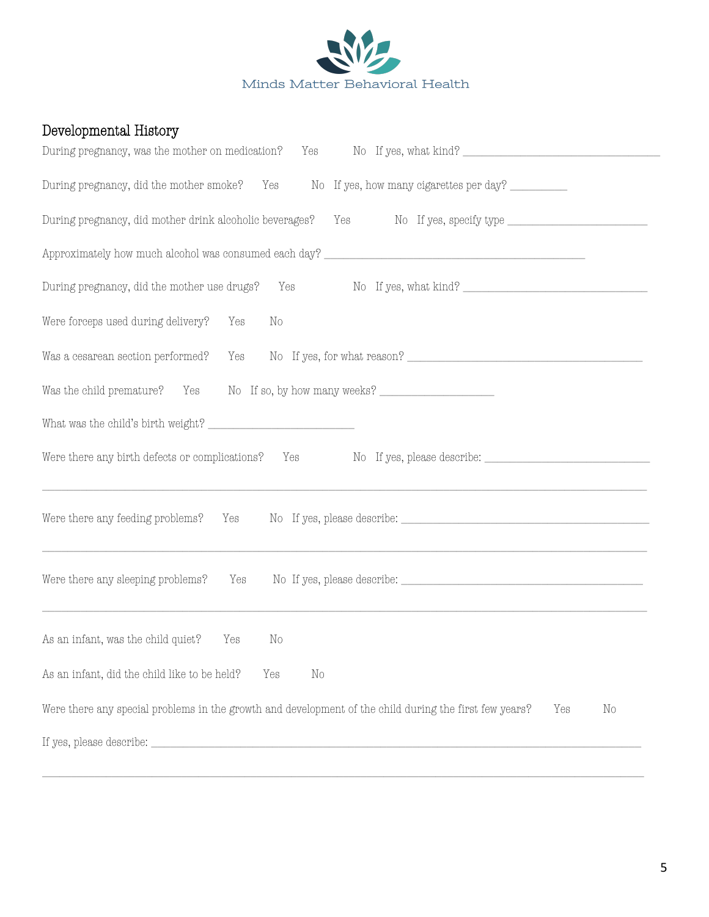Minds Matter Behavioral Health

## Developmental History

During pregnancy, was the mother on medication? Yes No If yes, what kind? ________________________________________

During pregnancy, did the mother smoke? Yes No If yes, how many cigarettes per day? __________

During pregnancy, did mother drink alcoholic beverages? Yes No If yes, specify type ____________________________

Approximately how much alcohol was consumed each day? ____________________________________________________

During pregnancy, did the mother use drugs? Yes No If yes, what kind? _____________________________________

Were forceps used during delivery? Yes No

Was a cesarean section performed? Yes No If yes, for what reason? _______________________________________________

Was the child premature? Yes No If so, by how many weeks? _______________________

What was the child's birth weight? ______________________________

Were there any birth defects or complications? Yes No If yes, please describe: _________________________________

_________________________________________________________________________________________________________________

Were there any feeding problems? Yes No If yes, please describe: _____________________________________________________

_________________________________________________________________________________________________________________

Were there any sleeping problems? Yes No If yes, please describe: ____________________________________________________

_________________________________________________________________________________________________________________

As an infant, was the child quiet? Yes No

As an infant, did the child like to be held? Yes No

Were there any special problems in the growth and development of the child during the first few years? Yes No

If yes, please describe: _______________________________________________________________________________________________

_________________________________________________________________________________________________________________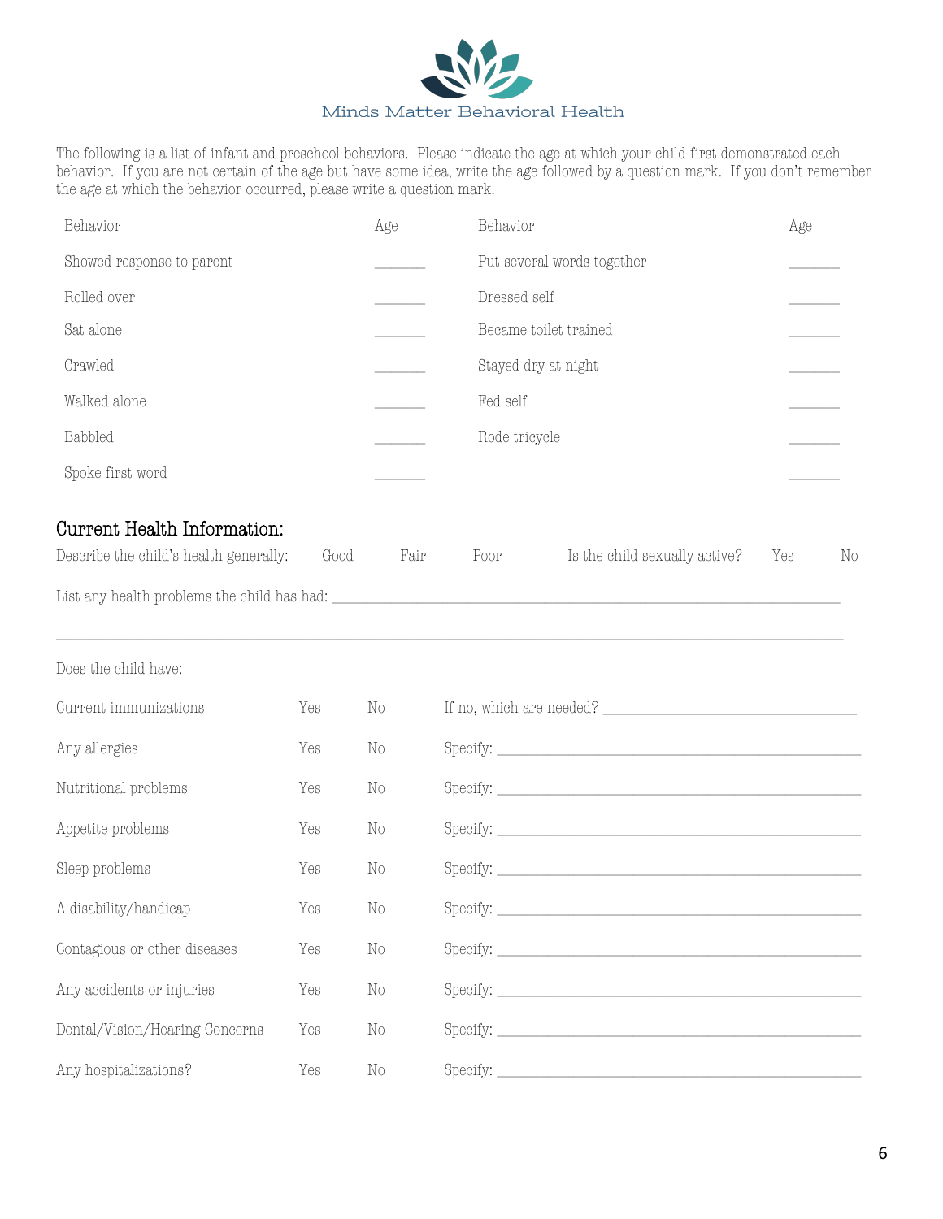Minds Matter Behavioral Health

The following is a list of infant and preschool behaviors. Please indicate the age at which your child first demonstrated each behavior. If you are not certain of the age but have some idea, write the age followed by a question mark. If you don't remember the age at which the behavior occurred, please write a question mark.

| Behavior | Age | Behavior | Age |
|---|---|---|---|
| Showed response to parent | _______ | Put several words together | _______ |
| Rolled over | _______ | Dressed self | _______ |
| Sat alone | _______ | Became toilet trained | _______ |
| Crawled | _______ | Stayed dry at night | _______ |
| Walked alone | _______ | Fed self | _______ |
| Babbled | _______ | Rode tricycle | _______ |
| Spoke first word | _______ | | _______ |

## Current Health Information:

Describe the child's health generally: Good Fair Poor Is the child sexually active? Yes No

List any health problems the child has had: ________________________________________________

________________________________________________________________________________

Does the child have:

| | | | |
|---|---|---|---|
| Current immunizations | Yes | No | If no, which are needed? ______________________ |
| Any allergies | Yes | No | Specify: ______________________ |
| Nutritional problems | Yes | No | Specify: ______________________ |
| Appetite problems | Yes | No | Specify: ______________________ |
| Sleep problems | Yes | No | Specify: ______________________ |
| A disability/handicap | Yes | No | Specify: ______________________ |
| Contagious or other diseases | Yes | No | Specify: ______________________ |
| Any accidents or injuries | Yes | No | Specify: ______________________ |
| Dental/Vision/Hearing Concerns | Yes | No | Specify: ______________________ |
| Any hospitalizations? | Yes | No | Specify: ______________________ |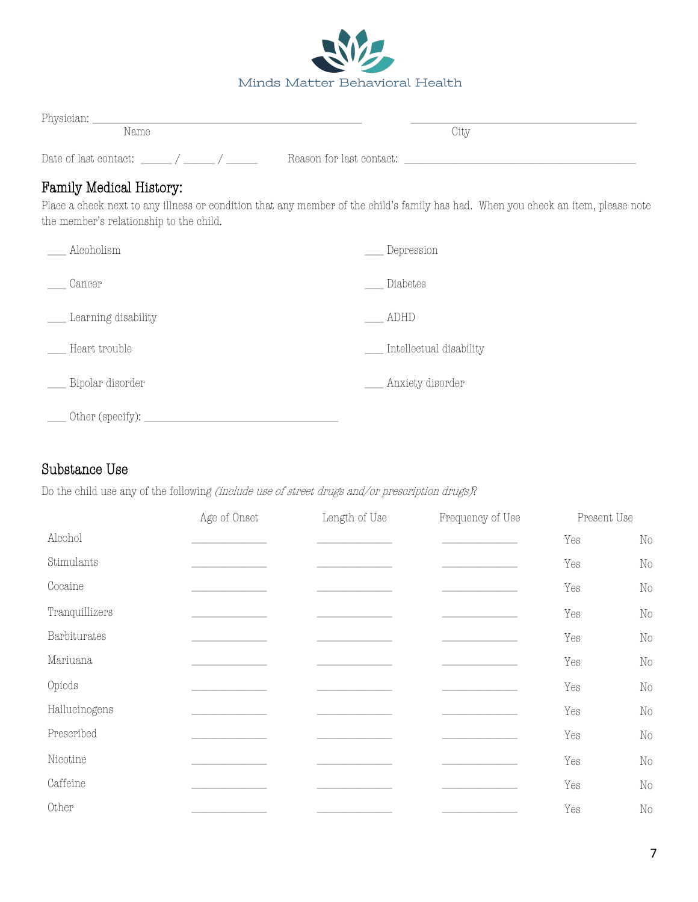Minds Matter Behavioral Health

Physician: ______________________________ ______________________________
Name City

Date of last contact: _____ / _____ / _____ Reason for last contact: ______________________________

## Family Medical History:

Place a check next to any illness or condition that any member of the child's family has had. When you check an item, please note the member's relationship to the child.

___ Alcoholism

___ Depression

___ Cancer

___ Diabetes

___ Learning disability

___ ADHD

___ Heart trouble

___ Intellectual disability

___ Bipolar disorder

___ Anxiety disorder

___ Other (specify): ______________________________

## Substance Use

Do the child use any of the following *(include use of street drugs and/or prescription drugs)*?

| | Age of Onset | Length of Use | Frequency of Use | Present Use | |
|---|---|---|---|---|---|
| Alcohol | ________ | ________ | ________ | Yes | No |
| Stimulants | ________ | ________ | ________ | Yes | No |
| Cocaine | ________ | ________ | ________ | Yes | No |
| Tranquillizers | ________ | ________ | ________ | Yes | No |
| Barbiturates | ________ | ________ | ________ | Yes | No |
| Mariuana | ________ | ________ | ________ | Yes | No |
| Opiods | ________ | ________ | ________ | Yes | No |
| Hallucinogens | ________ | ________ | ________ | Yes | No |
| Prescribed | ________ | ________ | ________ | Yes | No |
| Nicotine | ________ | ________ | ________ | Yes | No |
| Caffeine | ________ | ________ | ________ | Yes | No |
| Other | ________ | ________ | ________ | Yes | No |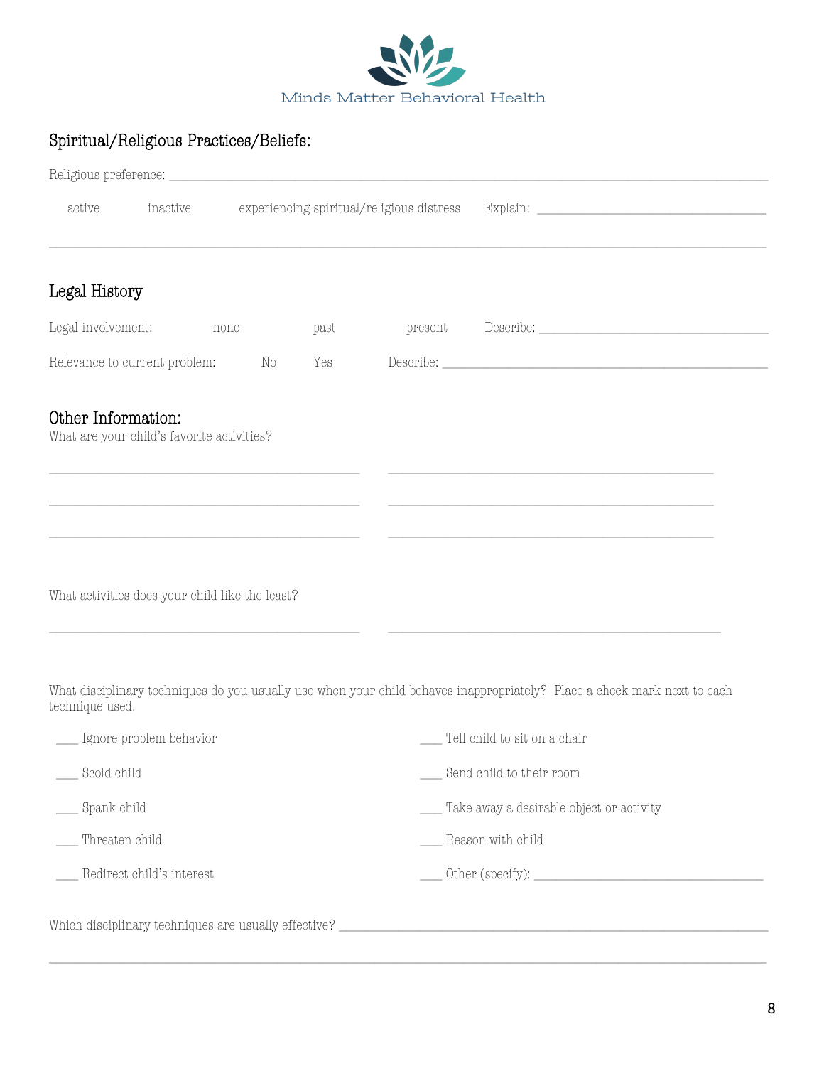Minds Matter Behavioral Health

## Spiritual/Religious Practices/Beliefs:

Religious preference: ______________________________________________________________________________

active     inactive     experiencing spiritual/religious distress     Explain: ______________________________

______________________________________________________________________________________________

## Legal History

Legal involvement:     none     past     present     Describe: ______________________________

Relevance to current problem:     No     Yes     Describe: ______________________________________

## Other Information:

What are your child's favorite activities?

________________________________________     ________________________________________

________________________________________     ________________________________________

________________________________________     ________________________________________

What activities does your child like the least?

________________________________________     ________________________________________

What disciplinary techniques do you usually use when your child behaves inappropriately? Place a check mark next to each technique used.

___ Ignore problem behavior

___ Scold child

___ Spank child

___ Threaten child

___ Redirect child's interest

___ Tell child to sit on a chair

___ Send child to their room

___ Take away a desirable object or activity

___ Reason with child

___ Other (specify): ______________________________

Which disciplinary techniques are usually effective? ______________________________________________

______________________________________________________________________________________________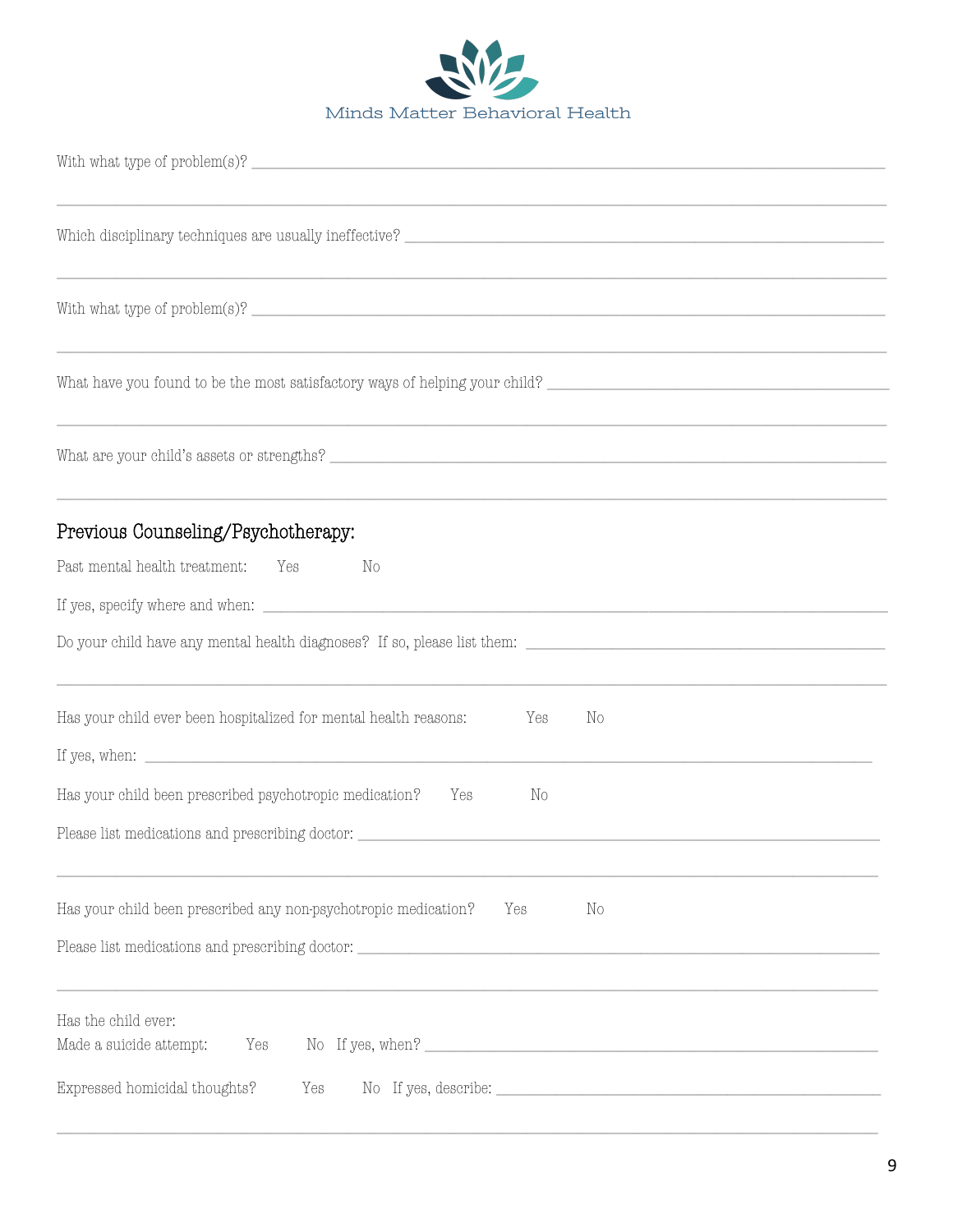With what type of problem(s)? ______________________________________________________________________

____________________________________________________________________________________________

Which disciplinary techniques are usually ineffective? _____________________________________________

____________________________________________________________________________________________

With what type of problem(s)? ______________________________________________________________________

____________________________________________________________________________________________

What have you found to be the most satisfactory ways of helping your child? ___________________________

____________________________________________________________________________________________

What are your child's assets or strengths? ________________________________________________________

____________________________________________________________________________________________

## Previous Counseling/Psychotherapy:

Past mental health treatment: Yes No

If yes, specify where and when: __________________________________________________________________

Do your child have any mental health diagnoses? If so, please list them: _______________________________

____________________________________________________________________________________________

Has your child ever been hospitalized for mental health reasons: Yes No

If yes, when: _____________________________________________________________________________

Has your child been prescribed psychotropic medication? Yes No

Please list medications and prescribing doctor: _____________________________________________________

____________________________________________________________________________________________

Has your child been prescribed any non-psychotropic medication? Yes No

Please list medications and prescribing doctor: _____________________________________________________

____________________________________________________________________________________________

Has the child ever:

Made a suicide attempt: Yes No If yes, when? _____________________________________________________

Expressed homicidal thoughts? Yes No If yes, describe: _____________________________________________

____________________________________________________________________________________________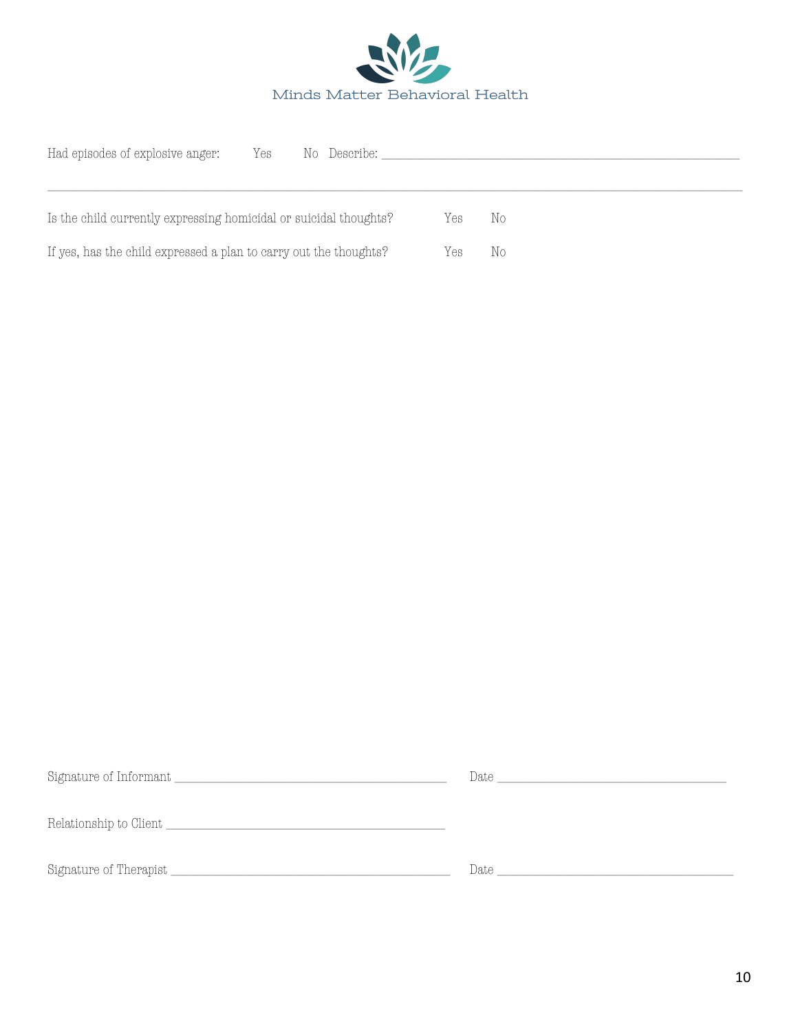Minds Matter Behavioral Health

Had episodes of explosive anger: Yes No Describe: ______________________________________________

______________________________________________________________________________

Is the child currently expressing homicidal or suicidal thoughts? Yes No

If yes, has the child expressed a plan to carry out the thoughts? Yes No

Signature of Informant ______________________________ Date ____________________________

Relationship to Client ______________________________

Signature of Therapist ______________________________ Date ____________________________